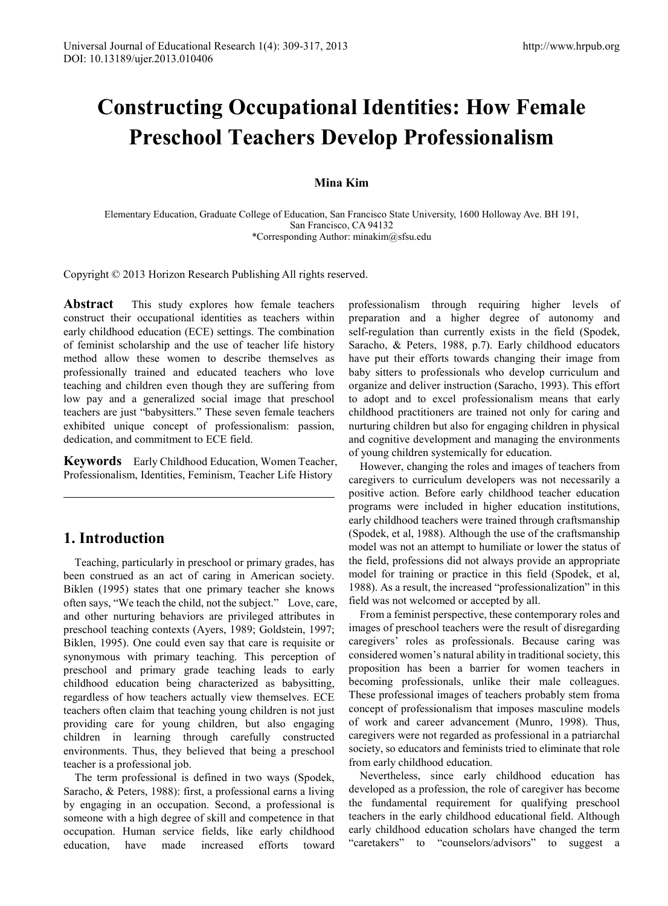# Constructing Occupational Identities: How Female Preschool Teachers Develop Professionalism

**Mina Kim**

Elementary Education, Graduate College of Education, San Francisco State University, 1600 Holloway Ave. BH 191, San Francisco, CA 94132
*Corresponding Author: minakim@sfsu.edu

Copyright © 2013 Horizon Research Publishing All rights reserved.

**Abstract** This study explores how female teachers construct their occupational identities as teachers within early childhood education (ECE) settings. The combination of feminist scholarship and the use of teacher life history method allow these women to describe themselves as professionally trained and educated teachers who love teaching and children even though they are suffering from low pay and a generalized social image that preschool teachers are just "babysitters." These seven female teachers exhibited unique concept of professionalism: passion, dedication, and commitment to ECE field.

**Keywords** Early Childhood Education, Women Teacher, Professionalism, Identities, Feminism, Teacher Life History

## 1. Introduction

Teaching, particularly in preschool or primary grades, has been construed as an act of caring in American society. Biklen (1995) states that one primary teacher she knows often says, "We teach the child, not the subject." Love, care, and other nurturing behaviors are privileged attributes in preschool teaching contexts (Ayers, 1989; Goldstein, 1997; Biklen, 1995). One could even say that care is requisite or synonymous with primary teaching. This perception of preschool and primary grade teaching leads to early childhood education being characterized as babysitting, regardless of how teachers actually view themselves. ECE teachers often claim that teaching young children is not just providing care for young children, but also engaging children in learning through carefully constructed environments. Thus, they believed that being a preschool teacher is a professional job.

The term professional is defined in two ways (Spodek, Saracho, & Peters, 1988): first, a professional earns a living by engaging in an occupation. Second, a professional is someone with a high degree of skill and competence in that occupation. Human service fields, like early childhood education, have made increased efforts toward professionalism through requiring higher levels of preparation and a higher degree of autonomy and self-regulation than currently exists in the field (Spodek, Saracho, & Peters, 1988, p.7). Early childhood educators have put their efforts towards changing their image from baby sitters to professionals who develop curriculum and organize and deliver instruction (Saracho, 1993). This effort to adopt and to excel professionalism means that early childhood practitioners are trained not only for caring and nurturing children but also for engaging children in physical and cognitive development and managing the environments of young children systemically for education.

However, changing the roles and images of teachers from caregivers to curriculum developers was not necessarily a positive action. Before early childhood teacher education programs were included in higher education institutions, early childhood teachers were trained through craftsmanship (Spodek, et al, 1988). Although the use of the craftsmanship model was not an attempt to humiliate or lower the status of the field, professions did not always provide an appropriate model for training or practice in this field (Spodek, et al, 1988). As a result, the increased "professionalization" in this field was not welcomed or accepted by all.

From a feminist perspective, these contemporary roles and images of preschool teachers were the result of disregarding caregivers' roles as professionals. Because caring was considered women's natural ability in traditional society, this proposition has been a barrier for women teachers in becoming professionals, unlike their male colleagues. These professional images of teachers probably stem froma concept of professionalism that imposes masculine models of work and career advancement (Munro, 1998). Thus, caregivers were not regarded as professional in a patriarchal society, so educators and feminists tried to eliminate that role from early childhood education.

Nevertheless, since early childhood education has developed as a profession, the role of caregiver has become the fundamental requirement for qualifying preschool teachers in the early childhood educational field. Although early childhood education scholars have changed the term "caretakers" to "counselors/advisors" to suggest a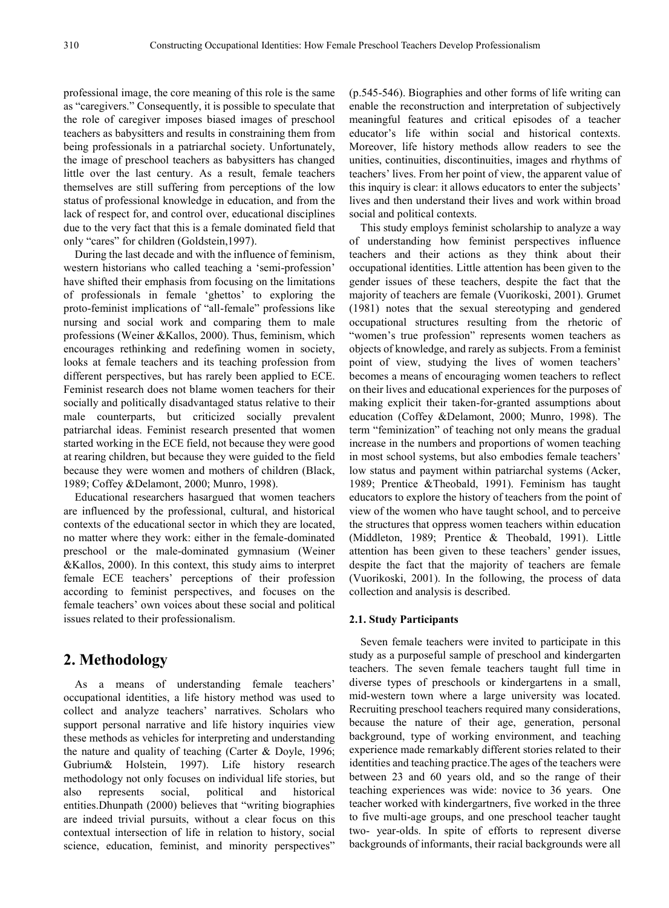professional image, the core meaning of this role is the same as "caregivers." Consequently, it is possible to speculate that the role of caregiver imposes biased images of preschool teachers as babysitters and results in constraining them from being professionals in a patriarchal society. Unfortunately, the image of preschool teachers as babysitters has changed little over the last century. As a result, female teachers themselves are still suffering from perceptions of the low status of professional knowledge in education, and from the lack of respect for, and control over, educational disciplines due to the very fact that this is a female dominated field that only "cares" for children (Goldstein,1997).

During the last decade and with the influence of feminism, western historians who called teaching a 'semi-profession' have shifted their emphasis from focusing on the limitations of professionals in female 'ghettos' to exploring the proto-feminist implications of "all-female" professions like nursing and social work and comparing them to male professions (Weiner &Kallos, 2000). Thus, feminism, which encourages rethinking and redefining women in society, looks at female teachers and its teaching profession from different perspectives, but has rarely been applied to ECE. Feminist research does not blame women teachers for their socially and politically disadvantaged status relative to their male counterparts, but criticized socially prevalent patriarchal ideas. Feminist research presented that women started working in the ECE field, not because they were good at rearing children, but because they were guided to the field because they were women and mothers of children (Black, 1989; Coffey &Delamont, 2000; Munro, 1998).

Educational researchers hasargued that women teachers are influenced by the professional, cultural, and historical contexts of the educational sector in which they are located, no matter where they work: either in the female-dominated preschool or the male-dominated gymnasium (Weiner &Kallos, 2000). In this context, this study aims to interpret female ECE teachers' perceptions of their profession according to feminist perspectives, and focuses on the female teachers' own voices about these social and political issues related to their professionalism.

## 2. Methodology

As a means of understanding female teachers' occupational identities, a life history method was used to collect and analyze teachers' narratives. Scholars who support personal narrative and life history inquiries view these methods as vehicles for interpreting and understanding the nature and quality of teaching (Carter & Doyle, 1996; Gubrium& Holstein, 1997). Life history research methodology not only focuses on individual life stories, but also represents social, political and historical entities.Dhunpath (2000) believes that "writing biographies are indeed trivial pursuits, without a clear focus on this contextual intersection of life in relation to history, social science, education, feminist, and minority perspectives" (p.545-546). Biographies and other forms of life writing can enable the reconstruction and interpretation of subjectively meaningful features and critical episodes of a teacher educator's life within social and historical contexts. Moreover, life history methods allow readers to see the unities, continuities, discontinuities, images and rhythms of teachers' lives. From her point of view, the apparent value of this inquiry is clear: it allows educators to enter the subjects' lives and then understand their lives and work within broad social and political contexts.

This study employs feminist scholarship to analyze a way of understanding how feminist perspectives influence teachers and their actions as they think about their occupational identities. Little attention has been given to the gender issues of these teachers, despite the fact that the majority of teachers are female (Vuorikoski, 2001). Grumet (1981) notes that the sexual stereotyping and gendered occupational structures resulting from the rhetoric of "women's true profession" represents women teachers as objects of knowledge, and rarely as subjects. From a feminist point of view, studying the lives of women teachers' becomes a means of encouraging women teachers to reflect on their lives and educational experiences for the purposes of making explicit their taken-for-granted assumptions about education (Coffey &Delamont, 2000; Munro, 1998). The term "feminization" of teaching not only means the gradual increase in the numbers and proportions of women teaching in most school systems, but also embodies female teachers' low status and payment within patriarchal systems (Acker, 1989; Prentice &Theobald, 1991). Feminism has taught educators to explore the history of teachers from the point of view of the women who have taught school, and to perceive the structures that oppress women teachers within education (Middleton, 1989; Prentice & Theobald, 1991). Little attention has been given to these teachers' gender issues, despite the fact that the majority of teachers are female (Vuorikoski, 2001). In the following, the process of data collection and analysis is described.

### 2.1. Study Participants

Seven female teachers were invited to participate in this study as a purposeful sample of preschool and kindergarten teachers. The seven female teachers taught full time in diverse types of preschools or kindergartens in a small, mid-western town where a large university was located. Recruiting preschool teachers required many considerations, because the nature of their age, generation, personal background, type of working environment, and teaching experience made remarkably different stories related to their identities and teaching practice.The ages of the teachers were between 23 and 60 years old, and so the range of their teaching experiences was wide: novice to 36 years. One teacher worked with kindergartners, five worked in the three to five multi-age groups, and one preschool teacher taught two- year-olds. In spite of efforts to represent diverse backgrounds of informants, their racial backgrounds were all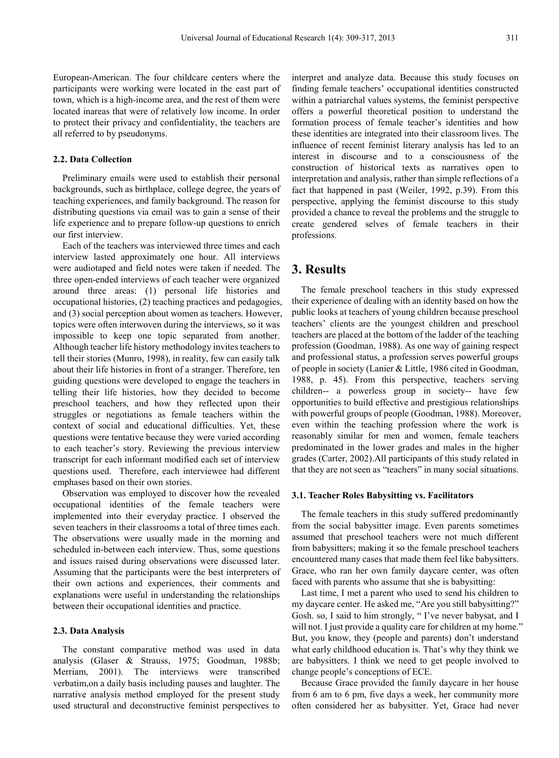European-American. The four childcare centers where the participants were working were located in the east part of town, which is a high-income area, and the rest of them were located inareas that were of relatively low income. In order to protect their privacy and confidentiality, the teachers are all referred to by pseudonyms.

### 2.2. Data Collection

Preliminary emails were used to establish their personal backgrounds, such as birthplace, college degree, the years of teaching experiences, and family background. The reason for distributing questions via email was to gain a sense of their life experience and to prepare follow-up questions to enrich our first interview.

Each of the teachers was interviewed three times and each interview lasted approximately one hour. All interviews were audiotaped and field notes were taken if needed. The three open-ended interviews of each teacher were organized around three areas: (1) personal life histories and occupational histories, (2) teaching practices and pedagogies, and (3) social perception about women as teachers. However, topics were often interwoven during the interviews, so it was impossible to keep one topic separated from another. Although teacher life history methodology invites teachers to tell their stories (Munro, 1998), in reality, few can easily talk about their life histories in front of a stranger. Therefore, ten guiding questions were developed to engage the teachers in telling their life histories, how they decided to become preschool teachers, and how they reflected upon their struggles or negotiations as female teachers within the context of social and educational difficulties. Yet, these questions were tentative because they were varied according to each teacher's story. Reviewing the previous interview transcript for each informant modified each set of interview questions used. Therefore, each interviewee had different emphases based on their own stories.

Observation was employed to discover how the revealed occupational identities of the female teachers were implemented into their everyday practice. I observed the seven teachers in their classrooms a total of three times each. The observations were usually made in the morning and scheduled in-between each interview. Thus, some questions and issues raised during observations were discussed later. Assuming that the participants were the best interpreters of their own actions and experiences, their comments and explanations were useful in understanding the relationships between their occupational identities and practice.

### 2.3. Data Analysis

The constant comparative method was used in data analysis (Glaser & Strauss, 1975; Goodman, 1988b; Merriam, 2001). The interviews were transcribed verbatim,on a daily basis including pauses and laughter. The narrative analysis method employed for the present study used structural and deconstructive feminist perspectives to interpret and analyze data. Because this study focuses on finding female teachers' occupational identities constructed within a patriarchal values systems, the feminist perspective offers a powerful theoretical position to understand the formation process of female teacher's identities and how these identities are integrated into their classroom lives. The influence of recent feminist literary analysis has led to an interest in discourse and to a consciousness of the construction of historical texts as narratives open to interpretation and analysis, rather than simple reflections of a fact that happened in past (Weiler, 1992, p.39). From this perspective, applying the feminist discourse to this study provided a chance to reveal the problems and the struggle to create gendered selves of female teachers in their professions.

## 3. Results

The female preschool teachers in this study expressed their experience of dealing with an identity based on how the public looks at teachers of young children because preschool teachers' clients are the youngest children and preschool teachers are placed at the bottom of the ladder of the teaching profession (Goodman, 1988). As one way of gaining respect and professional status, a profession serves powerful groups of people in society (Lanier & Little, 1986 cited in Goodman, 1988, p. 45). From this perspective, teachers serving children-- a powerless group in society-- have few opportunities to build effective and prestigious relationships with powerful groups of people (Goodman, 1988). Moreover, even within the teaching profession where the work is reasonably similar for men and women, female teachers predominated in the lower grades and males in the higher grades (Carter, 2002).All participants of this study related in that they are not seen as "teachers" in many social situations.

### 3.1. Teacher Roles Babysitting vs. Facilitators

The female teachers in this study suffered predominantly from the social babysitter image. Even parents sometimes assumed that preschool teachers were not much different from babysitters; making it so the female preschool teachers encountered many cases that made them feel like babysitters. Grace, who ran her own family daycare center, was often faced with parents who assume that she is babysitting:

Last time, I met a parent who used to send his children to my daycare center. He asked me, "Are you still babysitting?" Gosh. so, I said to him strongly, " I've never babysat, and I will not. I just provide a quality care for children at my home." But, you know, they (people and parents) don't understand what early childhood education is. That's why they think we are babysitters. I think we need to get people involved to change people's conceptions of ECE.

Because Grace provided the family daycare in her house from 6 am to 6 pm, five days a week, her community more often considered her as babysitter. Yet, Grace had never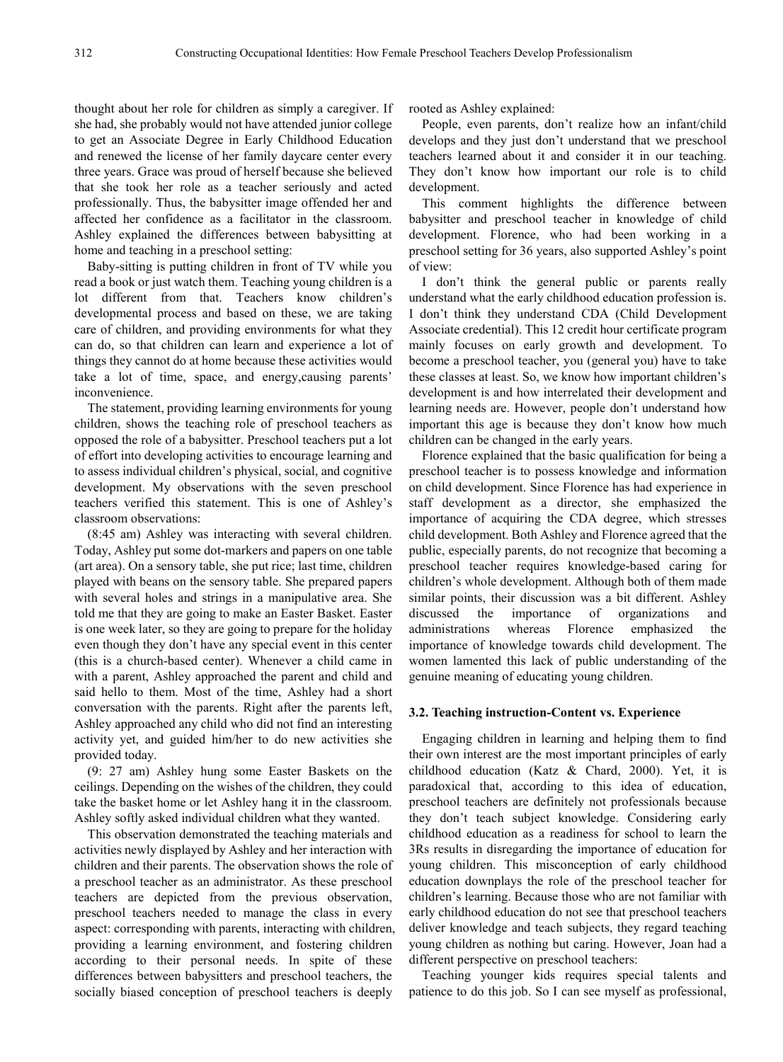thought about her role for children as simply a caregiver. If she had, she probably would not have attended junior college to get an Associate Degree in Early Childhood Education and renewed the license of her family daycare center every three years. Grace was proud of herself because she believed that she took her role as a teacher seriously and acted professionally. Thus, the babysitter image offended her and affected her confidence as a facilitator in the classroom. Ashley explained the differences between babysitting at home and teaching in a preschool setting:

Baby-sitting is putting children in front of TV while you read a book or just watch them. Teaching young children is a lot different from that. Teachers know children's developmental process and based on these, we are taking care of children, and providing environments for what they can do, so that children can learn and experience a lot of things they cannot do at home because these activities would take a lot of time, space, and energy,causing parents' inconvenience.

The statement, providing learning environments for young children, shows the teaching role of preschool teachers as opposed the role of a babysitter. Preschool teachers put a lot of effort into developing activities to encourage learning and to assess individual children's physical, social, and cognitive development. My observations with the seven preschool teachers verified this statement. This is one of Ashley's classroom observations:

(8:45 am) Ashley was interacting with several children. Today, Ashley put some dot-markers and papers on one table (art area). On a sensory table, she put rice; last time, children played with beans on the sensory table. She prepared papers with several holes and strings in a manipulative area. She told me that they are going to make an Easter Basket. Easter is one week later, so they are going to prepare for the holiday even though they don't have any special event in this center (this is a church-based center). Whenever a child came in with a parent, Ashley approached the parent and child and said hello to them. Most of the time, Ashley had a short conversation with the parents. Right after the parents left, Ashley approached any child who did not find an interesting activity yet, and guided him/her to do new activities she provided today.

(9: 27 am) Ashley hung some Easter Baskets on the ceilings. Depending on the wishes of the children, they could take the basket home or let Ashley hang it in the classroom. Ashley softly asked individual children what they wanted.

This observation demonstrated the teaching materials and activities newly displayed by Ashley and her interaction with children and their parents. The observation shows the role of a preschool teacher as an administrator. As these preschool teachers are depicted from the previous observation, preschool teachers needed to manage the class in every aspect: corresponding with parents, interacting with children, providing a learning environment, and fostering children according to their personal needs. In spite of these differences between babysitters and preschool teachers, the socially biased conception of preschool teachers is deeply rooted as Ashley explained:

People, even parents, don't realize how an infant/child develops and they just don't understand that we preschool teachers learned about it and consider it in our teaching. They don't know how important our role is to child development.

This comment highlights the difference between babysitter and preschool teacher in knowledge of child development. Florence, who had been working in a preschool setting for 36 years, also supported Ashley's point of view:

I don't think the general public or parents really understand what the early childhood education profession is. I don't think they understand CDA (Child Development Associate credential). This 12 credit hour certificate program mainly focuses on early growth and development. To become a preschool teacher, you (general you) have to take these classes at least. So, we know how important children's development is and how interrelated their development and learning needs are. However, people don't understand how important this age is because they don't know how much children can be changed in the early years.

Florence explained that the basic qualification for being a preschool teacher is to possess knowledge and information on child development. Since Florence has had experience in staff development as a director, she emphasized the importance of acquiring the CDA degree, which stresses child development. Both Ashley and Florence agreed that the public, especially parents, do not recognize that becoming a preschool teacher requires knowledge-based caring for children's whole development. Although both of them made similar points, their discussion was a bit different. Ashley discussed the importance of organizations and administrations whereas Florence emphasized the importance of knowledge towards child development. The women lamented this lack of public understanding of the genuine meaning of educating young children.

### 3.2. Teaching instruction-Content vs. Experience

Engaging children in learning and helping them to find their own interest are the most important principles of early childhood education (Katz & Chard, 2000). Yet, it is paradoxical that, according to this idea of education, preschool teachers are definitely not professionals because they don't teach subject knowledge. Considering early childhood education as a readiness for school to learn the 3Rs results in disregarding the importance of education for young children. This misconception of early childhood education downplays the role of the preschool teacher for children's learning. Because those who are not familiar with early childhood education do not see that preschool teachers deliver knowledge and teach subjects, they regard teaching young children as nothing but caring. However, Joan had a different perspective on preschool teachers:

Teaching younger kids requires special talents and patience to do this job. So I can see myself as professional,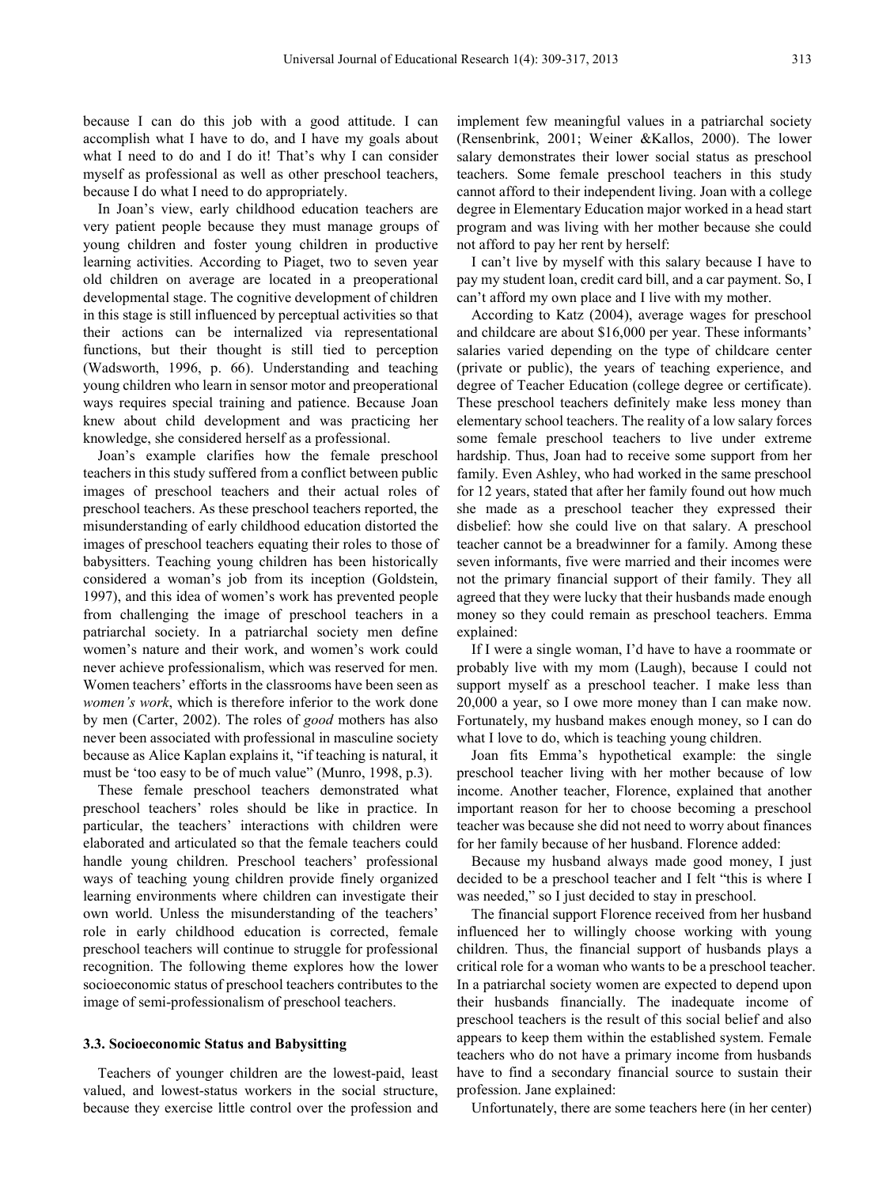because I can do this job with a good attitude. I can accomplish what I have to do, and I have my goals about what I need to do and I do it! That's why I can consider myself as professional as well as other preschool teachers, because I do what I need to do appropriately.

In Joan's view, early childhood education teachers are very patient people because they must manage groups of young children and foster young children in productive learning activities. According to Piaget, two to seven year old children on average are located in a preoperational developmental stage. The cognitive development of children in this stage is still influenced by perceptual activities so that their actions can be internalized via representational functions, but their thought is still tied to perception (Wadsworth, 1996, p. 66). Understanding and teaching young children who learn in sensor motor and preoperational ways requires special training and patience. Because Joan knew about child development and was practicing her knowledge, she considered herself as a professional.

Joan's example clarifies how the female preschool teachers in this study suffered from a conflict between public images of preschool teachers and their actual roles of preschool teachers. As these preschool teachers reported, the misunderstanding of early childhood education distorted the images of preschool teachers equating their roles to those of babysitters. Teaching young children has been historically considered a woman's job from its inception (Goldstein, 1997), and this idea of women's work has prevented people from challenging the image of preschool teachers in a patriarchal society. In a patriarchal society men define women's nature and their work, and women's work could never achieve professionalism, which was reserved for men. Women teachers' efforts in the classrooms have been seen as *women's work*, which is therefore inferior to the work done by men (Carter, 2002). The roles of *good* mothers has also never been associated with professional in masculine society because as Alice Kaplan explains it, "if teaching is natural, it must be 'too easy to be of much value" (Munro, 1998, p.3).

These female preschool teachers demonstrated what preschool teachers' roles should be like in practice. In particular, the teachers' interactions with children were elaborated and articulated so that the female teachers could handle young children. Preschool teachers' professional ways of teaching young children provide finely organized learning environments where children can investigate their own world. Unless the misunderstanding of the teachers' role in early childhood education is corrected, female preschool teachers will continue to struggle for professional recognition. The following theme explores how the lower socioeconomic status of preschool teachers contributes to the image of semi-professionalism of preschool teachers.

### 3.3. Socioeconomic Status and Babysitting

Teachers of younger children are the lowest-paid, least valued, and lowest-status workers in the social structure, because they exercise little control over the profession and implement few meaningful values in a patriarchal society (Rensenbrink, 2001; Weiner &Kallos, 2000). The lower salary demonstrates their lower social status as preschool teachers. Some female preschool teachers in this study cannot afford to their independent living. Joan with a college degree in Elementary Education major worked in a head start program and was living with her mother because she could not afford to pay her rent by herself:

I can't live by myself with this salary because I have to pay my student loan, credit card bill, and a car payment. So, I can't afford my own place and I live with my mother.

According to Katz (2004), average wages for preschool and childcare are about $16,000 per year. These informants' salaries varied depending on the type of childcare center (private or public), the years of teaching experience, and degree of Teacher Education (college degree or certificate). These preschool teachers definitely make less money than elementary school teachers. The reality of a low salary forces some female preschool teachers to live under extreme hardship. Thus, Joan had to receive some support from her family. Even Ashley, who had worked in the same preschool for 12 years, stated that after her family found out how much she made as a preschool teacher they expressed their disbelief: how she could live on that salary. A preschool teacher cannot be a breadwinner for a family. Among these seven informants, five were married and their incomes were not the primary financial support of their family. They all agreed that they were lucky that their husbands made enough money so they could remain as preschool teachers. Emma explained:

If I were a single woman, I'd have to have a roommate or probably live with my mom (Laugh), because I could not support myself as a preschool teacher. I make less than 20,000 a year, so I owe more money than I can make now. Fortunately, my husband makes enough money, so I can do what I love to do, which is teaching young children.

Joan fits Emma's hypothetical example: the single preschool teacher living with her mother because of low income. Another teacher, Florence, explained that another important reason for her to choose becoming a preschool teacher was because she did not need to worry about finances for her family because of her husband. Florence added:

Because my husband always made good money, I just decided to be a preschool teacher and I felt "this is where I was needed," so I just decided to stay in preschool.

The financial support Florence received from her husband influenced her to willingly choose working with young children. Thus, the financial support of husbands plays a critical role for a woman who wants to be a preschool teacher. In a patriarchal society women are expected to depend upon their husbands financially. The inadequate income of preschool teachers is the result of this social belief and also appears to keep them within the established system. Female teachers who do not have a primary income from husbands have to find a secondary financial source to sustain their profession. Jane explained:

Unfortunately, there are some teachers here (in her center)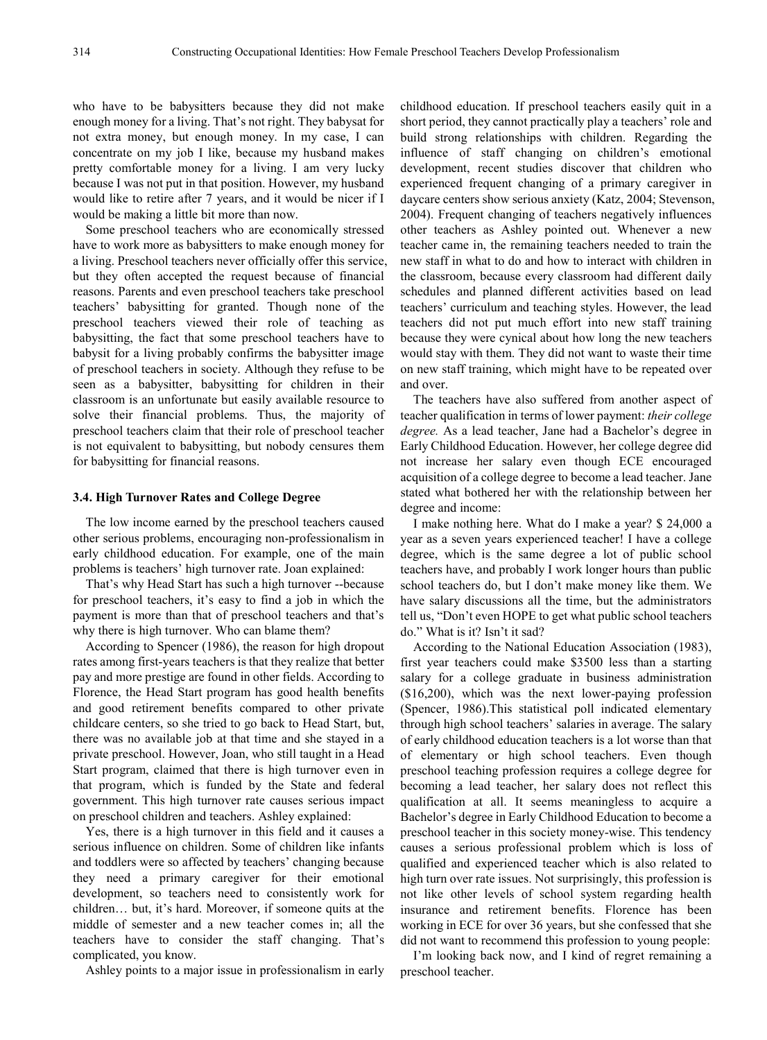who have to be babysitters because they did not make enough money for a living. That's not right. They babysat for not extra money, but enough money. In my case, I can concentrate on my job I like, because my husband makes pretty comfortable money for a living. I am very lucky because I was not put in that position. However, my husband would like to retire after 7 years, and it would be nicer if I would be making a little bit more than now.

Some preschool teachers who are economically stressed have to work more as babysitters to make enough money for a living. Preschool teachers never officially offer this service, but they often accepted the request because of financial reasons. Parents and even preschool teachers take preschool teachers' babysitting for granted. Though none of the preschool teachers viewed their role of teaching as babysitting, the fact that some preschool teachers have to babysit for a living probably confirms the babysitter image of preschool teachers in society. Although they refuse to be seen as a babysitter, babysitting for children in their classroom is an unfortunate but easily available resource to solve their financial problems. Thus, the majority of preschool teachers claim that their role of preschool teacher is not equivalent to babysitting, but nobody censures them for babysitting for financial reasons.

### 3.4. High Turnover Rates and College Degree

The low income earned by the preschool teachers caused other serious problems, encouraging non-professionalism in early childhood education. For example, one of the main problems is teachers' high turnover rate. Joan explained:

That's why Head Start has such a high turnover --because for preschool teachers, it's easy to find a job in which the payment is more than that of preschool teachers and that's why there is high turnover. Who can blame them?

According to Spencer (1986), the reason for high dropout rates among first-years teachers is that they realize that better pay and more prestige are found in other fields. According to Florence, the Head Start program has good health benefits and good retirement benefits compared to other private childcare centers, so she tried to go back to Head Start, but, there was no available job at that time and she stayed in a private preschool. However, Joan, who still taught in a Head Start program, claimed that there is high turnover even in that program, which is funded by the State and federal government. This high turnover rate causes serious impact on preschool children and teachers. Ashley explained:

Yes, there is a high turnover in this field and it causes a serious influence on children. Some of children like infants and toddlers were so affected by teachers' changing because they need a primary caregiver for their emotional development, so teachers need to consistently work for children… but, it's hard. Moreover, if someone quits at the middle of semester and a new teacher comes in; all the teachers have to consider the staff changing. That's complicated, you know.

Ashley points to a major issue in professionalism in early childhood education. If preschool teachers easily quit in a short period, they cannot practically play a teachers' role and build strong relationships with children. Regarding the influence of staff changing on children's emotional development, recent studies discover that children who experienced frequent changing of a primary caregiver in daycare centers show serious anxiety (Katz, 2004; Stevenson, 2004). Frequent changing of teachers negatively influences other teachers as Ashley pointed out. Whenever a new teacher came in, the remaining teachers needed to train the new staff in what to do and how to interact with children in the classroom, because every classroom had different daily schedules and planned different activities based on lead teachers' curriculum and teaching styles. However, the lead teachers did not put much effort into new staff training because they were cynical about how long the new teachers would stay with them. They did not want to waste their time on new staff training, which might have to be repeated over and over.

The teachers have also suffered from another aspect of teacher qualification in terms of lower payment: *their college degree.* As a lead teacher, Jane had a Bachelor's degree in Early Childhood Education. However, her college degree did not increase her salary even though ECE encouraged acquisition of a college degree to become a lead teacher. Jane stated what bothered her with the relationship between her degree and income:

I make nothing here. What do I make a year? $ 24,000 a year as a seven years experienced teacher! I have a college degree, which is the same degree a lot of public school teachers have, and probably I work longer hours than public school teachers do, but I don't make money like them. We have salary discussions all the time, but the administrators tell us, "Don't even HOPE to get what public school teachers do." What is it? Isn't it sad?

According to the National Education Association (1983), first year teachers could make $3500 less than a starting salary for a college graduate in business administration ($16,200), which was the next lower-paying profession (Spencer, 1986).This statistical poll indicated elementary through high school teachers' salaries in average. The salary of early childhood education teachers is a lot worse than that of elementary or high school teachers. Even though preschool teaching profession requires a college degree for becoming a lead teacher, her salary does not reflect this qualification at all. It seems meaningless to acquire a Bachelor's degree in Early Childhood Education to become a preschool teacher in this society money-wise. This tendency causes a serious professional problem which is loss of qualified and experienced teacher which is also related to high turn over rate issues. Not surprisingly, this profession is not like other levels of school system regarding health insurance and retirement benefits. Florence has been working in ECE for over 36 years, but she confessed that she did not want to recommend this profession to young people:

I'm looking back now, and I kind of regret remaining a preschool teacher.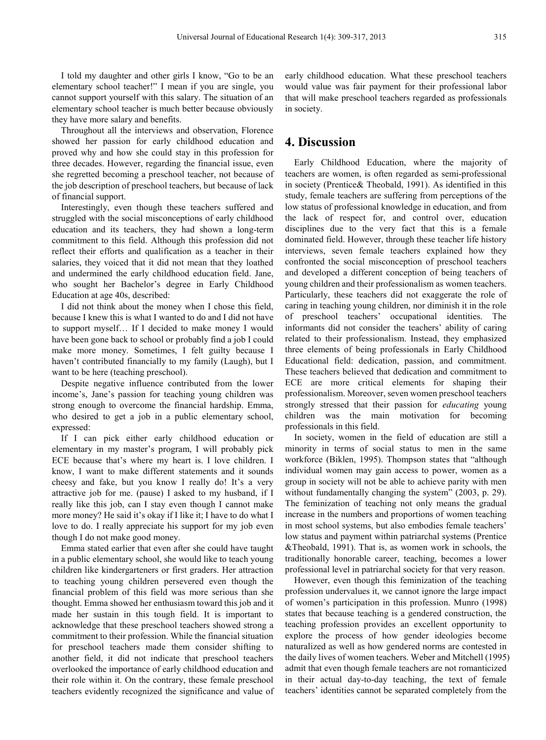I told my daughter and other girls I know, "Go to be an elementary school teacher!" I mean if you are single, you cannot support yourself with this salary. The situation of an elementary school teacher is much better because obviously they have more salary and benefits.

Throughout all the interviews and observation, Florence showed her passion for early childhood education and proved why and how she could stay in this profession for three decades. However, regarding the financial issue, even she regretted becoming a preschool teacher, not because of the job description of preschool teachers, but because of lack of financial support.

Interestingly, even though these teachers suffered and struggled with the social misconceptions of early childhood education and its teachers, they had shown a long-term commitment to this field. Although this profession did not reflect their efforts and qualification as a teacher in their salaries, they voiced that it did not mean that they loathed and undermined the early childhood education field. Jane, who sought her Bachelor's degree in Early Childhood Education at age 40s, described:

I did not think about the money when I chose this field, because I knew this is what I wanted to do and I did not have to support myself… If I decided to make money I would have been gone back to school or probably find a job I could make more money. Sometimes, I felt guilty because I haven't contributed financially to my family (Laugh), but I want to be here (teaching preschool).

Despite negative influence contributed from the lower income's, Jane's passion for teaching young children was strong enough to overcome the financial hardship. Emma, who desired to get a job in a public elementary school, expressed:

If I can pick either early childhood education or elementary in my master's program, I will probably pick ECE because that's where my heart is. I love children. I know, I want to make different statements and it sounds cheesy and fake, but you know I really do! It's a very attractive job for me. (pause) I asked to my husband, if I really like this job, can I stay even though I cannot make more money? He said it's okay if I like it; I have to do what I love to do. I really appreciate his support for my job even though I do not make good money.

Emma stated earlier that even after she could have taught in a public elementary school, she would like to teach young children like kindergarteners or first graders. Her attraction to teaching young children persevered even though the financial problem of this field was more serious than she thought. Emma showed her enthusiasm toward this job and it made her sustain in this tough field. It is important to acknowledge that these preschool teachers showed strong a commitment to their profession. While the financial situation for preschool teachers made them consider shifting to another field, it did not indicate that preschool teachers overlooked the importance of early childhood education and their role within it. On the contrary, these female preschool teachers evidently recognized the significance and value of early childhood education. What these preschool teachers would value was fair payment for their professional labor that will make preschool teachers regarded as professionals in society.

# 4. Discussion

Early Childhood Education, where the majority of teachers are women, is often regarded as semi-professional in society (Prentice& Theobald, 1991). As identified in this study, female teachers are suffering from perceptions of the low status of professional knowledge in education, and from the lack of respect for, and control over, education disciplines due to the very fact that this is a female dominated field. However, through these teacher life history interviews, seven female teachers explained how they confronted the social misconception of preschool teachers and developed a different conception of being teachers of young children and their professionalism as women teachers. Particularly, these teachers did not exaggerate the role of caring in teaching young children, nor diminish it in the role of preschool teachers' occupational identities. The informants did not consider the teachers' ability of caring related to their professionalism. Instead, they emphasized three elements of being professionals in Early Childhood Educational field: dedication, passion, and commitment. These teachers believed that dedication and commitment to ECE are more critical elements for shaping their professionalism. Moreover, seven women preschool teachers strongly stressed that their passion for *educating* young children was the main motivation for becoming professionals in this field.

In society, women in the field of education are still a minority in terms of social status to men in the same workforce (Biklen, 1995). Thompson states that "although individual women may gain access to power, women as a group in society will not be able to achieve parity with men without fundamentally changing the system" (2003, p. 29). The feminization of teaching not only means the gradual increase in the numbers and proportions of women teaching in most school systems, but also embodies female teachers' low status and payment within patriarchal systems (Prentice &Theobald, 1991). That is, as women work in schools, the traditionally honorable career, teaching, becomes a lower professional level in patriarchal society for that very reason.

However, even though this feminization of the teaching profession undervalues it, we cannot ignore the large impact of women's participation in this profession. Munro (1998) states that because teaching is a gendered construction, the teaching profession provides an excellent opportunity to explore the process of how gender ideologies become naturalized as well as how gendered norms are contested in the daily lives of women teachers. Weber and Mitchell (1995) admit that even though female teachers are not romanticized in their actual day-to-day teaching, the text of female teachers' identities cannot be separated completely from the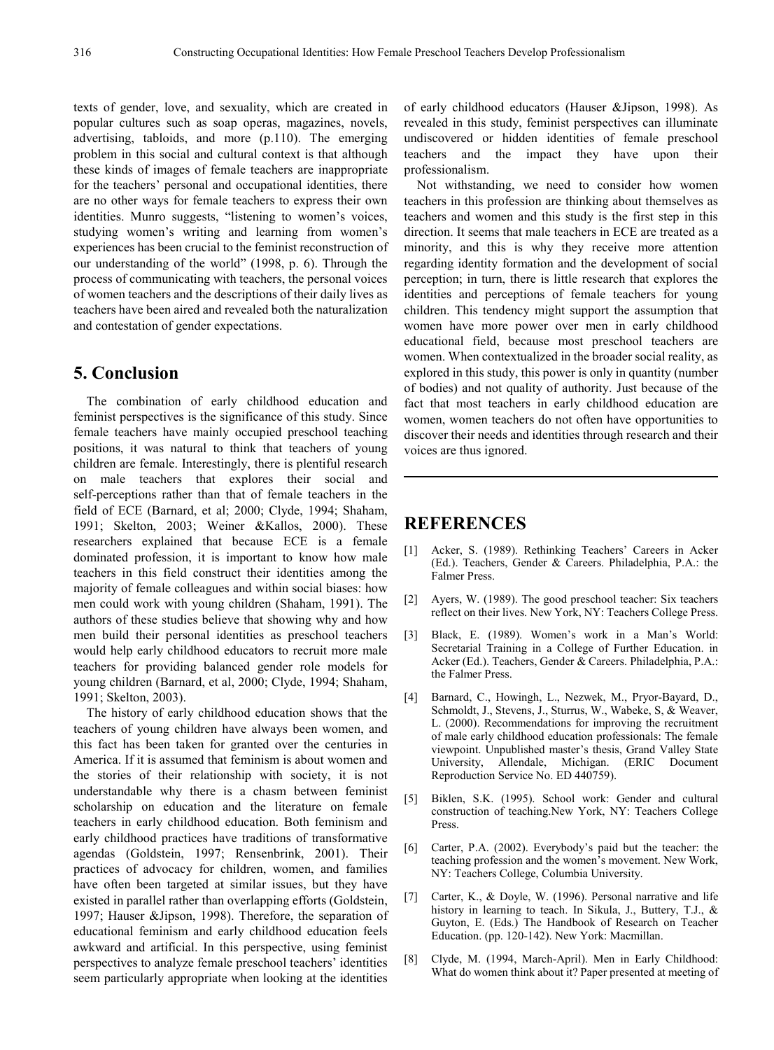texts of gender, love, and sexuality, which are created in popular cultures such as soap operas, magazines, novels, advertising, tabloids, and more (p.110). The emerging problem in this social and cultural context is that although these kinds of images of female teachers are inappropriate for the teachers' personal and occupational identities, there are no other ways for female teachers to express their own identities. Munro suggests, "listening to women's voices, studying women's writing and learning from women's experiences has been crucial to the feminist reconstruction of our understanding of the world" (1998, p. 6). Through the process of communicating with teachers, the personal voices of women teachers and the descriptions of their daily lives as teachers have been aired and revealed both the naturalization and contestation of gender expectations.

## 5. Conclusion

The combination of early childhood education and feminist perspectives is the significance of this study. Since female teachers have mainly occupied preschool teaching positions, it was natural to think that teachers of young children are female. Interestingly, there is plentiful research on male teachers that explores their social and self-perceptions rather than that of female teachers in the field of ECE (Barnard, et al; 2000; Clyde, 1994; Shaham, 1991; Skelton, 2003; Weiner &Kallos, 2000). These researchers explained that because ECE is a female dominated profession, it is important to know how male teachers in this field construct their identities among the majority of female colleagues and within social biases: how men could work with young children (Shaham, 1991). The authors of these studies believe that showing why and how men build their personal identities as preschool teachers would help early childhood educators to recruit more male teachers for providing balanced gender role models for young children (Barnard, et al, 2000; Clyde, 1994; Shaham, 1991; Skelton, 2003).

The history of early childhood education shows that the teachers of young children have always been women, and this fact has been taken for granted over the centuries in America. If it is assumed that feminism is about women and the stories of their relationship with society, it is not understandable why there is a chasm between feminist scholarship on education and the literature on female teachers in early childhood education. Both feminism and early childhood practices have traditions of transformative agendas (Goldstein, 1997; Rensenbrink, 2001). Their practices of advocacy for children, women, and families have often been targeted at similar issues, but they have existed in parallel rather than overlapping efforts (Goldstein, 1997; Hauser &Jipson, 1998). Therefore, the separation of educational feminism and early childhood education feels awkward and artificial. In this perspective, using feminist perspectives to analyze female preschool teachers' identities seem particularly appropriate when looking at the identities of early childhood educators (Hauser &Jipson, 1998). As revealed in this study, feminist perspectives can illuminate undiscovered or hidden identities of female preschool teachers and the impact they have upon their professionalism.

Not withstanding, we need to consider how women teachers in this profession are thinking about themselves as teachers and women and this study is the first step in this direction. It seems that male teachers in ECE are treated as a minority, and this is why they receive more attention regarding identity formation and the development of social perception; in turn, there is little research that explores the identities and perceptions of female teachers for young children. This tendency might support the assumption that women have more power over men in early childhood educational field, because most preschool teachers are women. When contextualized in the broader social reality, as explored in this study, this power is only in quantity (number of bodies) and not quality of authority. Just because of the fact that most teachers in early childhood education are women, women teachers do not often have opportunities to discover their needs and identities through research and their voices are thus ignored.

## REFERENCES

[1] Acker, S. (1989). Rethinking Teachers' Careers in Acker (Ed.). Teachers, Gender & Careers. Philadelphia, P.A.: the Falmer Press.

[2] Ayers, W. (1989). The good preschool teacher: Six teachers reflect on their lives. New York, NY: Teachers College Press.

[3] Black, E. (1989). Women's work in a Man's World: Secretarial Training in a College of Further Education. in Acker (Ed.). Teachers, Gender & Careers. Philadelphia, P.A.: the Falmer Press.

[4] Barnard, C., Howingh, L., Nezwek, M., Pryor-Bayard, D., Schmoldt, J., Stevens, J., Sturrus, W., Wabeke, S, & Weaver, L. (2000). Recommendations for improving the recruitment of male early childhood education professionals: The female viewpoint. Unpublished master's thesis, Grand Valley State University, Allendale, Michigan. (ERIC Document Reproduction Service No. ED 440759).

[5] Biklen, S.K. (1995). School work: Gender and cultural construction of teaching.New York, NY: Teachers College Press.

[6] Carter, P.A. (2002). Everybody's paid but the teacher: the teaching profession and the women's movement. New Work, NY: Teachers College, Columbia University.

[7] Carter, K., & Doyle, W. (1996). Personal narrative and life history in learning to teach. In Sikula, J., Buttery, T.J., & Guyton, E. (Eds.) The Handbook of Research on Teacher Education. (pp. 120-142). New York: Macmillan.

[8] Clyde, M. (1994, March-April). Men in Early Childhood: What do women think about it? Paper presented at meeting of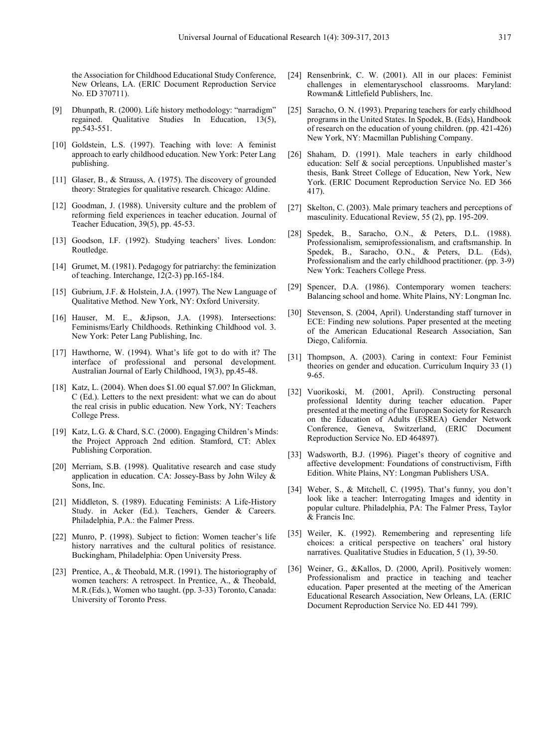the Association for Childhood Educational Study Conference, New Orleans, LA. (ERIC Document Reproduction Service No. ED 370711).

[9] Dhunpath, R. (2000). Life history methodology: "narradigm" regained. Qualitative Studies In Education, 13(5), pp.543-551.

[10] Goldstein, L.S. (1997). Teaching with love: A feminist approach to early childhood education. New York: Peter Lang publishing.

[11] Glaser, B., & Strauss, A. (1975). The discovery of grounded theory: Strategies for qualitative research. Chicago: Aldine.

[12] Goodman, J. (1988). University culture and the problem of reforming field experiences in teacher education. Journal of Teacher Education, 39(5), pp. 45-53.

[13] Goodson, I.F. (1992). Studying teachers' lives. London: Routledge.

[14] Grumet, M. (1981). Pedagogy for patriarchy: the feminization of teaching. Interchange, 12(2-3) pp.165-184.

[15] Gubrium, J.F. & Holstein, J.A. (1997). The New Language of Qualitative Method. New York, NY: Oxford University.

[16] Hauser, M. E., &Jipson, J.A. (1998). Intersections: Feminisms/Early Childhoods. Rethinking Childhood vol. 3. New York: Peter Lang Publishing, Inc.

[17] Hawthorne, W. (1994). What's life got to do with it? The interface of professional and personal development. Australian Journal of Early Childhood, 19(3), pp.45-48.

[18] Katz, L. (2004). When does $1.00 equal $7.00? In Glickman, C (Ed.). Letters to the next president: what we can do about the real crisis in public education. New York, NY: Teachers College Press.

[19] Katz, L.G. & Chard, S.C. (2000). Engaging Children's Minds: the Project Approach 2nd edition. Stamford, CT: Ablex Publishing Corporation.

[20] Merriam, S.B. (1998). Qualitative research and case study application in education. CA: Jossey-Bass by John Wiley & Sons, Inc.

[21] Middleton, S. (1989). Educating Feminists: A Life-History Study. in Acker (Ed.). Teachers, Gender & Careers. Philadelphia, P.A.: the Falmer Press.

[22] Munro, P. (1998). Subject to fiction: Women teacher's life history narratives and the cultural politics of resistance. Buckingham, Philadelphia: Open University Press.

[23] Prentice, A., & Theobald, M.R. (1991). The historiography of women teachers: A retrospect. In Prentice, A., & Theobald, M.R.(Eds.), Women who taught. (pp. 3-33) Toronto, Canada: University of Toronto Press.

[24] Rensenbrink, C. W. (2001). All in our places: Feminist challenges in elementaryschool classrooms. Maryland: Rowman& Littlefield Publishers, Inc.

[25] Saracho, O. N. (1993). Preparing teachers for early childhood programs in the United States. In Spodek, B. (Eds), Handbook of research on the education of young children. (pp. 421-426) New York, NY: Macmillan Publishing Company.

[26] Shaham, D. (1991). Male teachers in early childhood education: Self & social perceptions. Unpublished master's thesis, Bank Street College of Education, New York, New York. (ERIC Document Reproduction Service No. ED 366 417).

[27] Skelton, C. (2003). Male primary teachers and perceptions of masculinity. Educational Review, 55 (2), pp. 195-209.

[28] Spedek, B., Saracho, O.N., & Peters, D.L. (1988). Professionalism, semiprofessionalism, and craftsmanship. In Spedek, B., Saracho, O.N., & Peters, D.L. (Eds), Professionalism and the early childhood practitioner. (pp. 3-9) New York: Teachers College Press.

[29] Spencer, D.A. (1986). Contemporary women teachers: Balancing school and home. White Plains, NY: Longman Inc.

[30] Stevenson, S. (2004, April). Understanding staff turnover in ECE: Finding new solutions. Paper presented at the meeting of the American Educational Research Association, San Diego, California.

[31] Thompson, A. (2003). Caring in context: Four Feminist theories on gender and education. Curriculum Inquiry 33 (1) 9-65.

[32] Vuorikoski, M. (2001, April). Constructing personal professional Identity during teacher education. Paper presented at the meeting of the European Society for Research on the Education of Adults (ESREA) Gender Network Conference, Geneva, Switzerland, (ERIC Document Reproduction Service No. ED 464897).

[33] Wadsworth, B.J. (1996). Piaget's theory of cognitive and affective development: Foundations of constructivism, Fifth Edition. White Plains, NY: Longman Publishers USA.

[34] Weber, S., & Mitchell, C. (1995). That's funny, you don't look like a teacher: Interrogating Images and identity in popular culture. Philadelphia, PA: The Falmer Press, Taylor & Francis Inc.

[35] Weiler, K. (1992). Remembering and representing life choices: a critical perspective on teachers' oral history narratives. Qualitative Studies in Education, 5 (1), 39-50.

[36] Weiner, G., &Kallos, D. (2000, April). Positively women: Professionalism and practice in teaching and teacher education. Paper presented at the meeting of the American Educational Research Association, New Orleans, LA. (ERIC Document Reproduction Service No. ED 441 799).